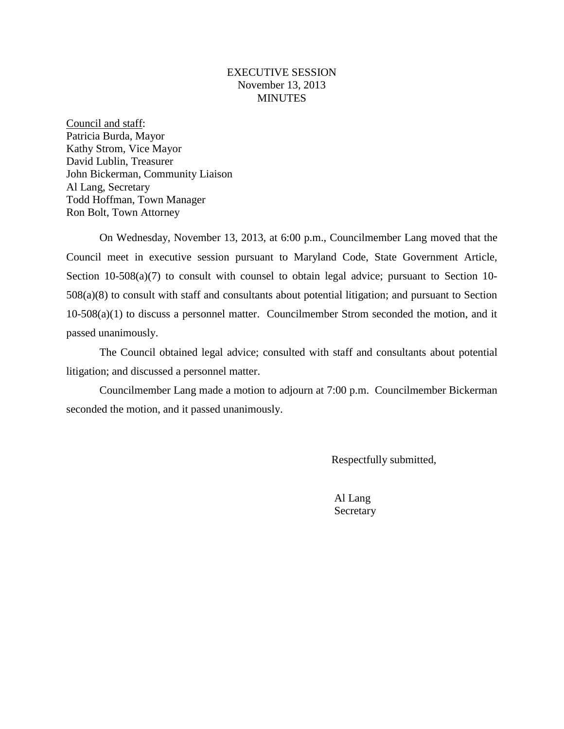EXECUTIVE SESSION
November 13, 2013
MINUTES

<u>Council and staff</u>:
Patricia Burda, Mayor
Kathy Strom, Vice Mayor
David Lublin, Treasurer
John Bickerman, Community Liaison
Al Lang, Secretary
Todd Hoffman, Town Manager
Ron Bolt, Town Attorney

On Wednesday, November 13, 2013, at 6:00 p.m., Councilmember Lang moved that the Council meet in executive session pursuant to Maryland Code, State Government Article, Section 10-508(a)(7) to consult with counsel to obtain legal advice; pursuant to Section 10-508(a)(8) to consult with staff and consultants about potential litigation; and pursuant to Section 10-508(a)(1) to discuss a personnel matter. Councilmember Strom seconded the motion, and it passed unanimously.

The Council obtained legal advice; consulted with staff and consultants about potential litigation; and discussed a personnel matter.

Councilmember Lang made a motion to adjourn at 7:00 p.m. Councilmember Bickerman seconded the motion, and it passed unanimously.

Respectfully submitted,

Al Lang
Secretary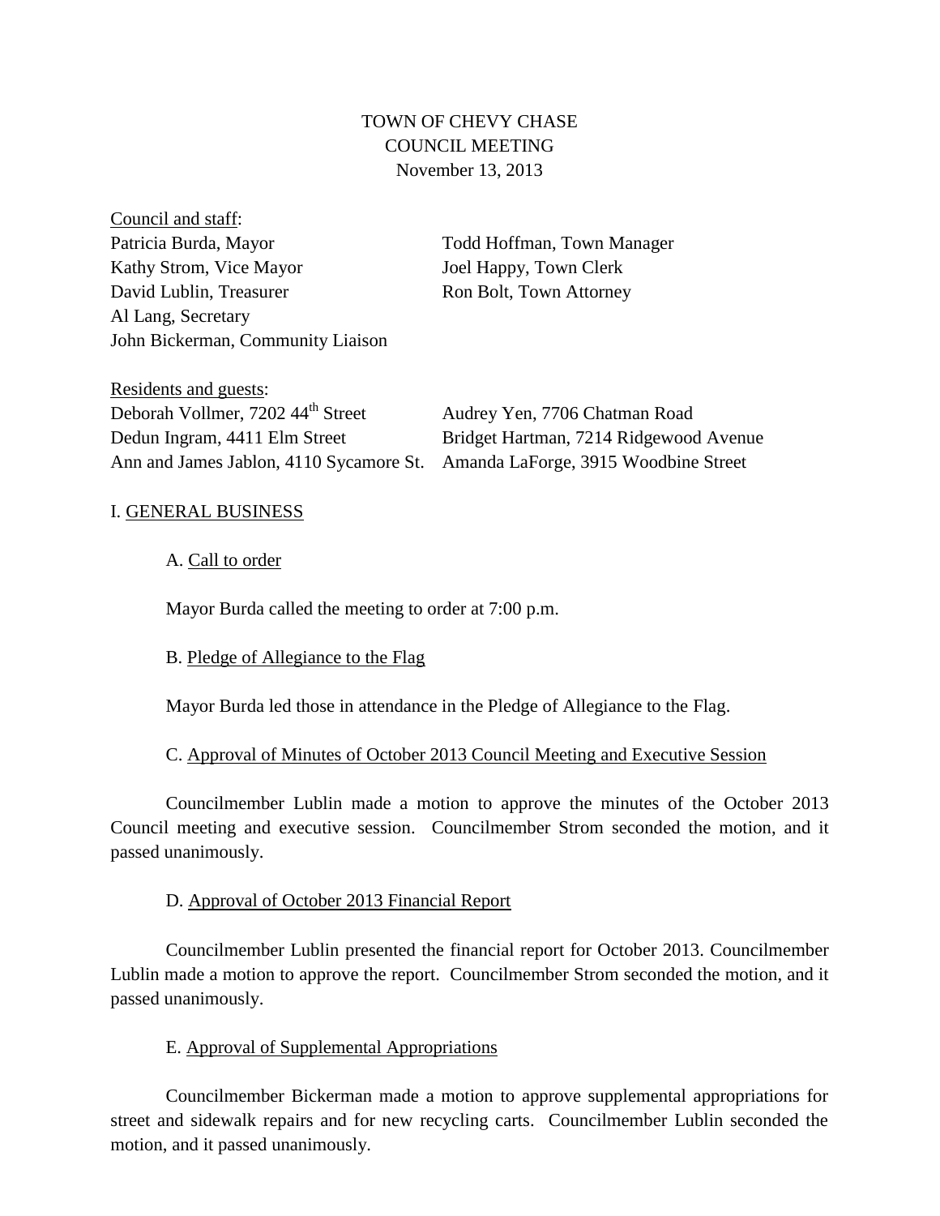# TOWN OF CHEVY CHASE
## COUNCIL MEETING
### November 13, 2013

Council and staff:

Patricia Burda, Mayor
Kathy Strom, Vice Mayor
David Lublin, Treasurer
Al Lang, Secretary
John Bickerman, Community Liaison

Todd Hoffman, Town Manager
Joel Happy, Town Clerk
Ron Bolt, Town Attorney

Residents and guests:

Deborah Vollmer, 7202 44th Street
Dedun Ingram, 4411 Elm Street
Ann and James Jablon, 4110 Sycamore St.
Audrey Yen, 7706 Chatman Road
Bridget Hartman, 7214 Ridgewood Avenue
Amanda LaForge, 3915 Woodbine Street

I. GENERAL BUSINESS

A. Call to order

Mayor Burda called the meeting to order at 7:00 p.m.

B. Pledge of Allegiance to the Flag

Mayor Burda led those in attendance in the Pledge of Allegiance to the Flag.

C. Approval of Minutes of October 2013 Council Meeting and Executive Session

Councilmember Lublin made a motion to approve the minutes of the October 2013 Council meeting and executive session. Councilmember Strom seconded the motion, and it passed unanimously.

D. Approval of October 2013 Financial Report

Councilmember Lublin presented the financial report for October 2013. Councilmember Lublin made a motion to approve the report. Councilmember Strom seconded the motion, and it passed unanimously.

E. Approval of Supplemental Appropriations

Councilmember Bickerman made a motion to approve supplemental appropriations for street and sidewalk repairs and for new recycling carts. Councilmember Lublin seconded the motion, and it passed unanimously.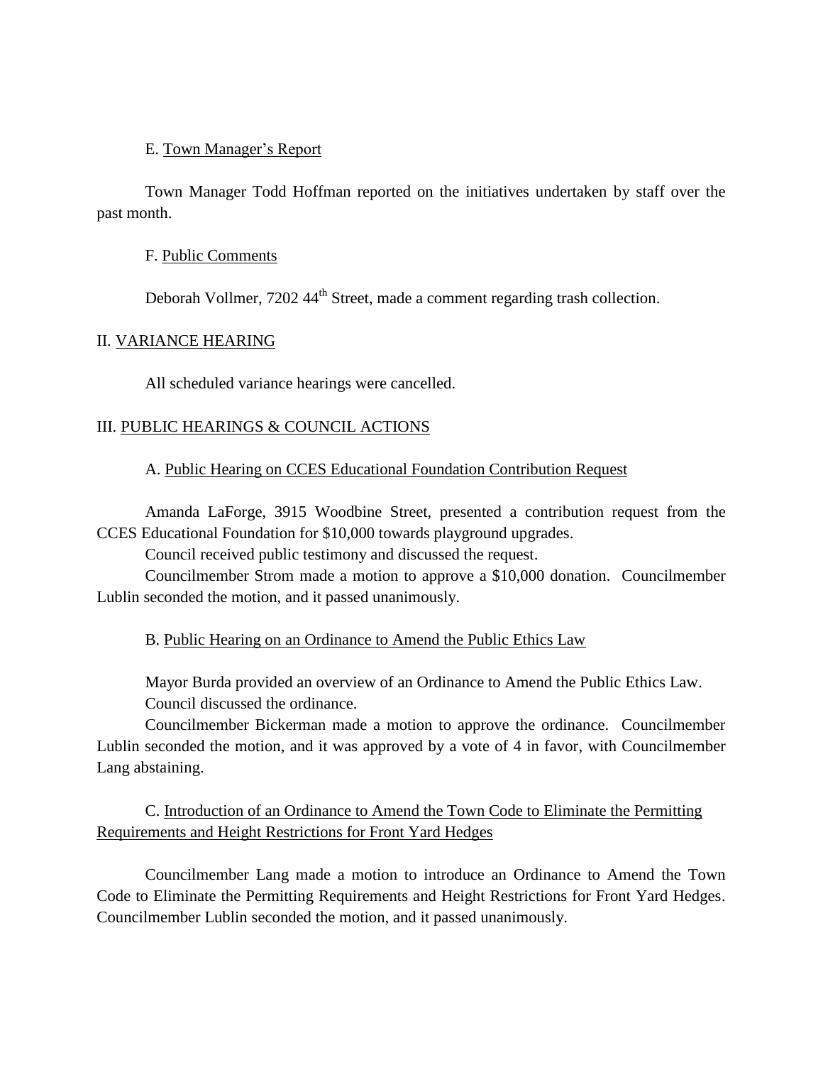E. Town Manager's Report

Town Manager Todd Hoffman reported on the initiatives undertaken by staff over the past month.

F. Public Comments

Deborah Vollmer, 7202 44th Street, made a comment regarding trash collection.

## II. VARIANCE HEARING

All scheduled variance hearings were cancelled.

## III. PUBLIC HEARINGS & COUNCIL ACTIONS

A. Public Hearing on CCES Educational Foundation Contribution Request

Amanda LaForge, 3915 Woodbine Street, presented a contribution request from the CCES Educational Foundation for $10,000 towards playground upgrades.

Council received public testimony and discussed the request.

Councilmember Strom made a motion to approve a $10,000 donation. Councilmember Lublin seconded the motion, and it passed unanimously.

B. Public Hearing on an Ordinance to Amend the Public Ethics Law

Mayor Burda provided an overview of an Ordinance to Amend the Public Ethics Law.

Council discussed the ordinance.

Councilmember Bickerman made a motion to approve the ordinance. Councilmember Lublin seconded the motion, and it was approved by a vote of 4 in favor, with Councilmember Lang abstaining.

C. Introduction of an Ordinance to Amend the Town Code to Eliminate the Permitting Requirements and Height Restrictions for Front Yard Hedges

Councilmember Lang made a motion to introduce an Ordinance to Amend the Town Code to Eliminate the Permitting Requirements and Height Restrictions for Front Yard Hedges. Councilmember Lublin seconded the motion, and it passed unanimously.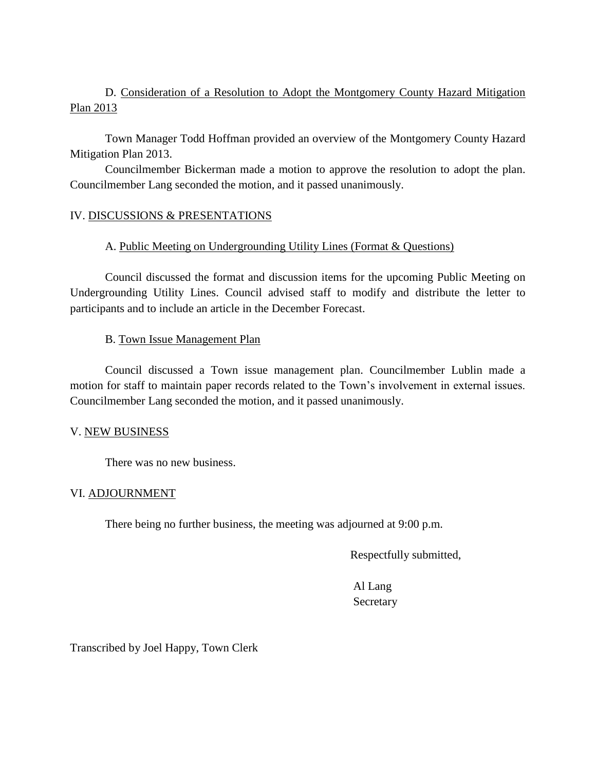D. <u>Consideration of a Resolution to Adopt the Montgomery County Hazard Mitigation Plan 2013</u>

Town Manager Todd Hoffman provided an overview of the Montgomery County Hazard Mitigation Plan 2013.

Councilmember Bickerman made a motion to approve the resolution to adopt the plan. Councilmember Lang seconded the motion, and it passed unanimously.

IV. <u>DISCUSSIONS & PRESENTATIONS</u>

A. <u>Public Meeting on Undergrounding Utility Lines (Format & Questions)</u>

Council discussed the format and discussion items for the upcoming Public Meeting on Undergrounding Utility Lines. Council advised staff to modify and distribute the letter to participants and to include an article in the December Forecast.

B. <u>Town Issue Management Plan</u>

Council discussed a Town issue management plan. Councilmember Lublin made a motion for staff to maintain paper records related to the Town's involvement in external issues. Councilmember Lang seconded the motion, and it passed unanimously.

V. <u>NEW BUSINESS</u>

There was no new business.

VI. <u>ADJOURNMENT</u>

There being no further business, the meeting was adjourned at 9:00 p.m.

Respectfully submitted,

Al Lang
Secretary

Transcribed by Joel Happy, Town Clerk